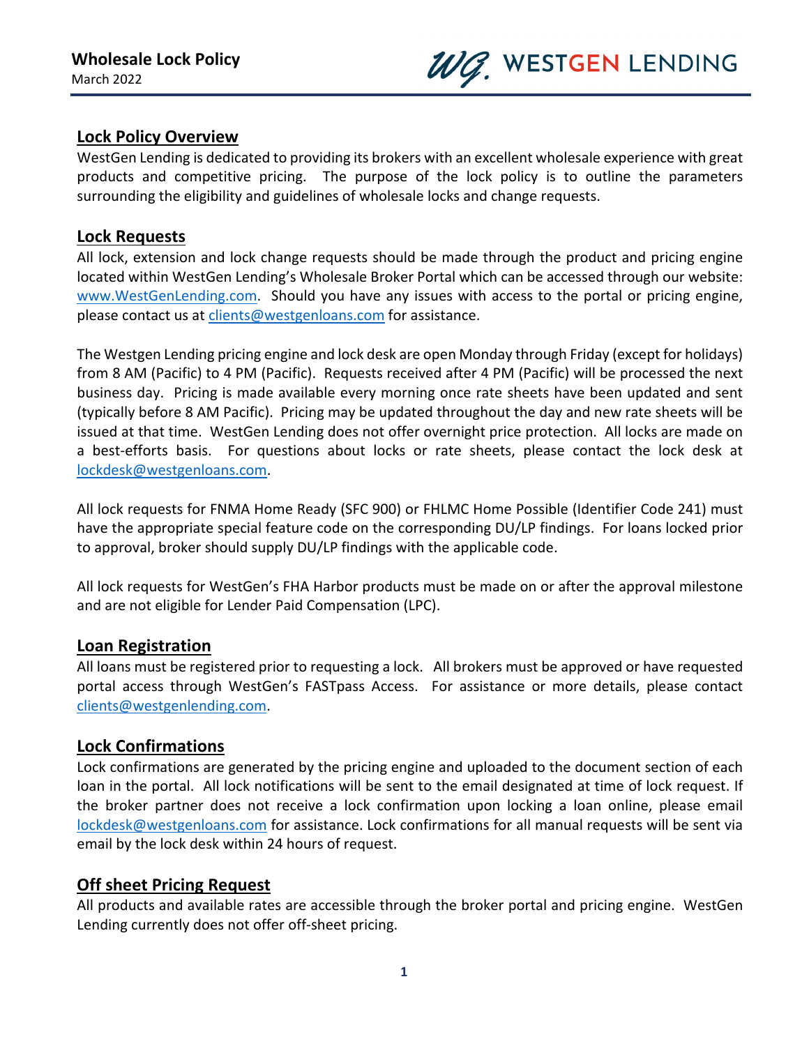**Wholesale Lock Policy**

March 2022

WG. WESTGEN LENDING

## Lock Policy Overview

WestGen Lending is dedicated to providing its brokers with an excellent wholesale experience with great products and competitive pricing. The purpose of the lock policy is to outline the parameters surrounding the eligibility and guidelines of wholesale locks and change requests.

## Lock Requests

All lock, extension and lock change requests should be made through the product and pricing engine located within WestGen Lending's Wholesale Broker Portal which can be accessed through our website: www.WestGenLending.com. Should you have any issues with access to the portal or pricing engine, please contact us at clients@westgenloans.com for assistance.

The Westgen Lending pricing engine and lock desk are open Monday through Friday (except for holidays) from 8 AM (Pacific) to 4 PM (Pacific). Requests received after 4 PM (Pacific) will be processed the next business day. Pricing is made available every morning once rate sheets have been updated and sent (typically before 8 AM Pacific). Pricing may be updated throughout the day and new rate sheets will be issued at that time. WestGen Lending does not offer overnight price protection. All locks are made on a best-efforts basis. For questions about locks or rate sheets, please contact the lock desk at lockdesk@westgenloans.com.

All lock requests for FNMA Home Ready (SFC 900) or FHLMC Home Possible (Identifier Code 241) must have the appropriate special feature code on the corresponding DU/LP findings. For loans locked prior to approval, broker should supply DU/LP findings with the applicable code.

All lock requests for WestGen's FHA Harbor products must be made on or after the approval milestone and are not eligible for Lender Paid Compensation (LPC).

## Loan Registration

All loans must be registered prior to requesting a lock. All brokers must be approved or have requested portal access through WestGen's FASTpass Access. For assistance or more details, please contact clients@westgenlending.com.

## Lock Confirmations

Lock confirmations are generated by the pricing engine and uploaded to the document section of each loan in the portal. All lock notifications will be sent to the email designated at time of lock request. If the broker partner does not receive a lock confirmation upon locking a loan online, please email lockdesk@westgenloans.com for assistance. Lock confirmations for all manual requests will be sent via email by the lock desk within 24 hours of request.

## Off sheet Pricing Request

All products and available rates are accessible through the broker portal and pricing engine. WestGen Lending currently does not offer off-sheet pricing.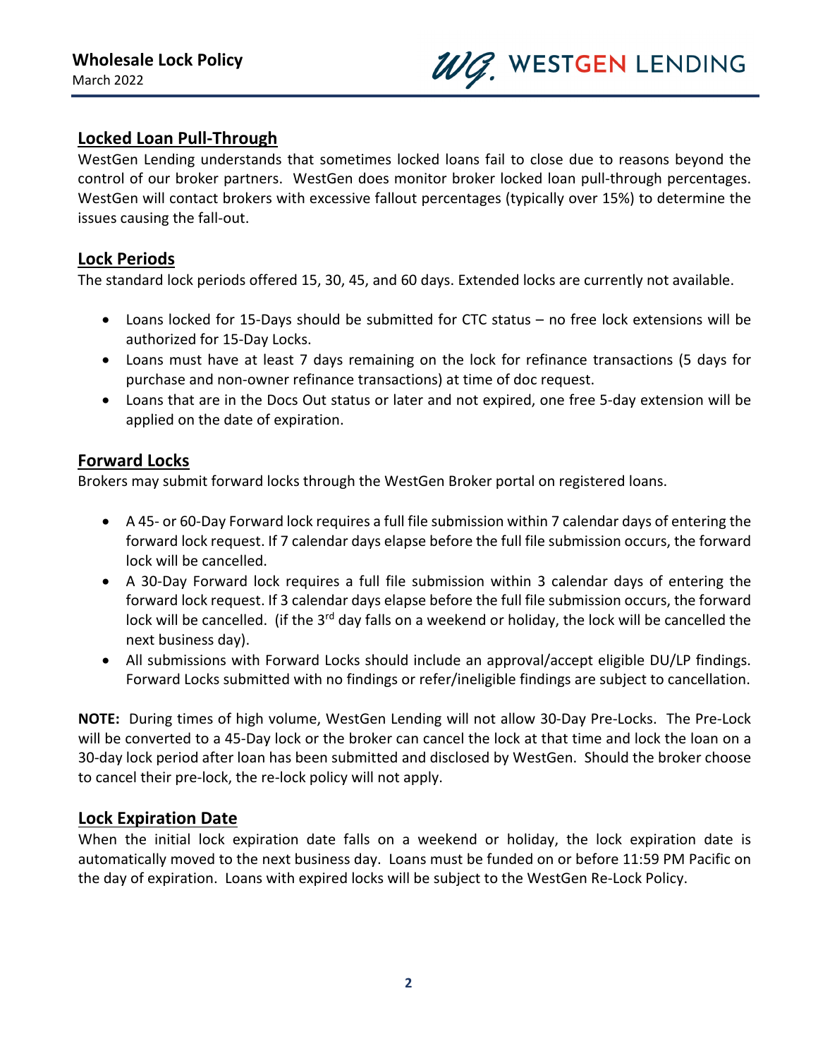## Locked Loan Pull-Through

WestGen Lending understands that sometimes locked loans fail to close due to reasons beyond the control of our broker partners. WestGen does monitor broker locked loan pull-through percentages. WestGen will contact brokers with excessive fallout percentages (typically over 15%) to determine the issues causing the fall-out.

## Lock Periods

The standard lock periods offered 15, 30, 45, and 60 days. Extended locks are currently not available.

- Loans locked for 15-Days should be submitted for CTC status – no free lock extensions will be authorized for 15-Day Locks.
- Loans must have at least 7 days remaining on the lock for refinance transactions (5 days for purchase and non-owner refinance transactions) at time of doc request.
- Loans that are in the Docs Out status or later and not expired, one free 5-day extension will be applied on the date of expiration.

## Forward Locks

Brokers may submit forward locks through the WestGen Broker portal on registered loans.

- A 45- or 60-Day Forward lock requires a full file submission within 7 calendar days of entering the forward lock request. If 7 calendar days elapse before the full file submission occurs, the forward lock will be cancelled.
- A 30-Day Forward lock requires a full file submission within 3 calendar days of entering the forward lock request. If 3 calendar days elapse before the full file submission occurs, the forward lock will be cancelled. (if the 3rd day falls on a weekend or holiday, the lock will be cancelled the next business day).
- All submissions with Forward Locks should include an approval/accept eligible DU/LP findings. Forward Locks submitted with no findings or refer/ineligible findings are subject to cancellation.

**NOTE:** During times of high volume, WestGen Lending will not allow 30-Day Pre-Locks. The Pre-Lock will be converted to a 45-Day lock or the broker can cancel the lock at that time and lock the loan on a 30-day lock period after loan has been submitted and disclosed by WestGen. Should the broker choose to cancel their pre-lock, the re-lock policy will not apply.

## Lock Expiration Date

When the initial lock expiration date falls on a weekend or holiday, the lock expiration date is automatically moved to the next business day. Loans must be funded on or before 11:59 PM Pacific on the day of expiration. Loans with expired locks will be subject to the WestGen Re-Lock Policy.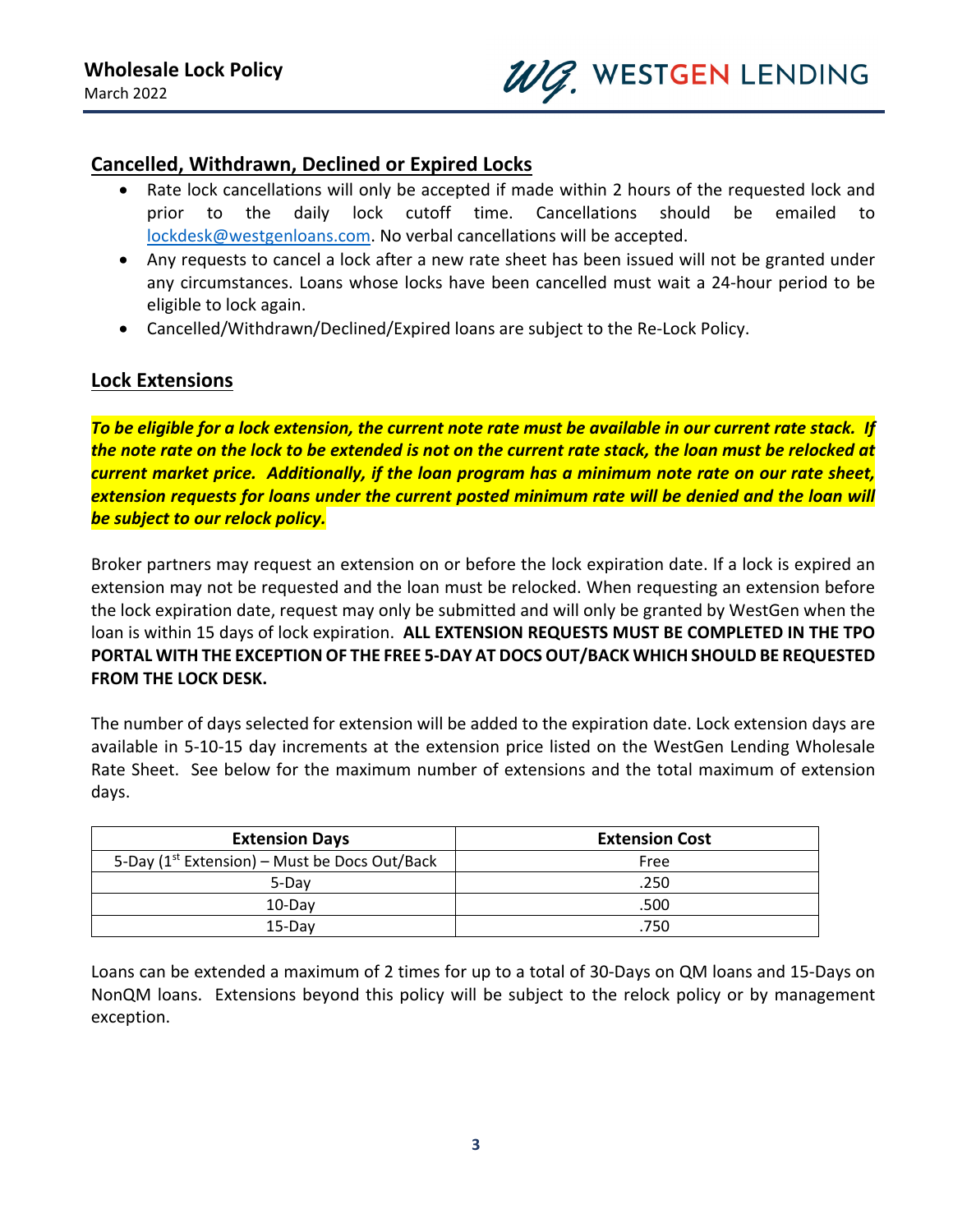## Cancelled, Withdrawn, Declined or Expired Locks

- Rate lock cancellations will only be accepted if made within 2 hours of the requested lock and prior to the daily lock cutoff time. Cancellations should be emailed to lockdesk@westgenloans.com. No verbal cancellations will be accepted.
- Any requests to cancel a lock after a new rate sheet has been issued will not be granted under any circumstances. Loans whose locks have been cancelled must wait a 24-hour period to be eligible to lock again.
- Cancelled/Withdrawn/Declined/Expired loans are subject to the Re-Lock Policy.

## Lock Extensions

***To be eligible for a lock extension, the current note rate must be available in our current rate stack. If the note rate on the lock to be extended is not on the current rate stack, the loan must be relocked at current market price. Additionally, if the loan program has a minimum note rate on our rate sheet, extension requests for loans under the current posted minimum rate will be denied and the loan will be subject to our relock policy.***

Broker partners may request an extension on or before the lock expiration date. If a lock is expired an extension may not be requested and the loan must be relocked. When requesting an extension before the lock expiration date, request may only be submitted and will only be granted by WestGen when the loan is within 15 days of lock expiration. **ALL EXTENSION REQUESTS MUST BE COMPLETED IN THE TPO PORTAL WITH THE EXCEPTION OF THE FREE 5-DAY AT DOCS OUT/BACK WHICH SHOULD BE REQUESTED FROM THE LOCK DESK.**

The number of days selected for extension will be added to the expiration date. Lock extension days are available in 5-10-15 day increments at the extension price listed on the WestGen Lending Wholesale Rate Sheet. See below for the maximum number of extensions and the total maximum of extension days.

| Extension Days | Extension Cost |
|---|---|
| 5-Day (1st Extension) – Must be Docs Out/Back | Free |
| 5-Day | .250 |
| 10-Day | .500 |
| 15-Day | .750 |

Loans can be extended a maximum of 2 times for up to a total of 30-Days on QM loans and 15-Days on NonQM loans. Extensions beyond this policy will be subject to the relock policy or by management exception.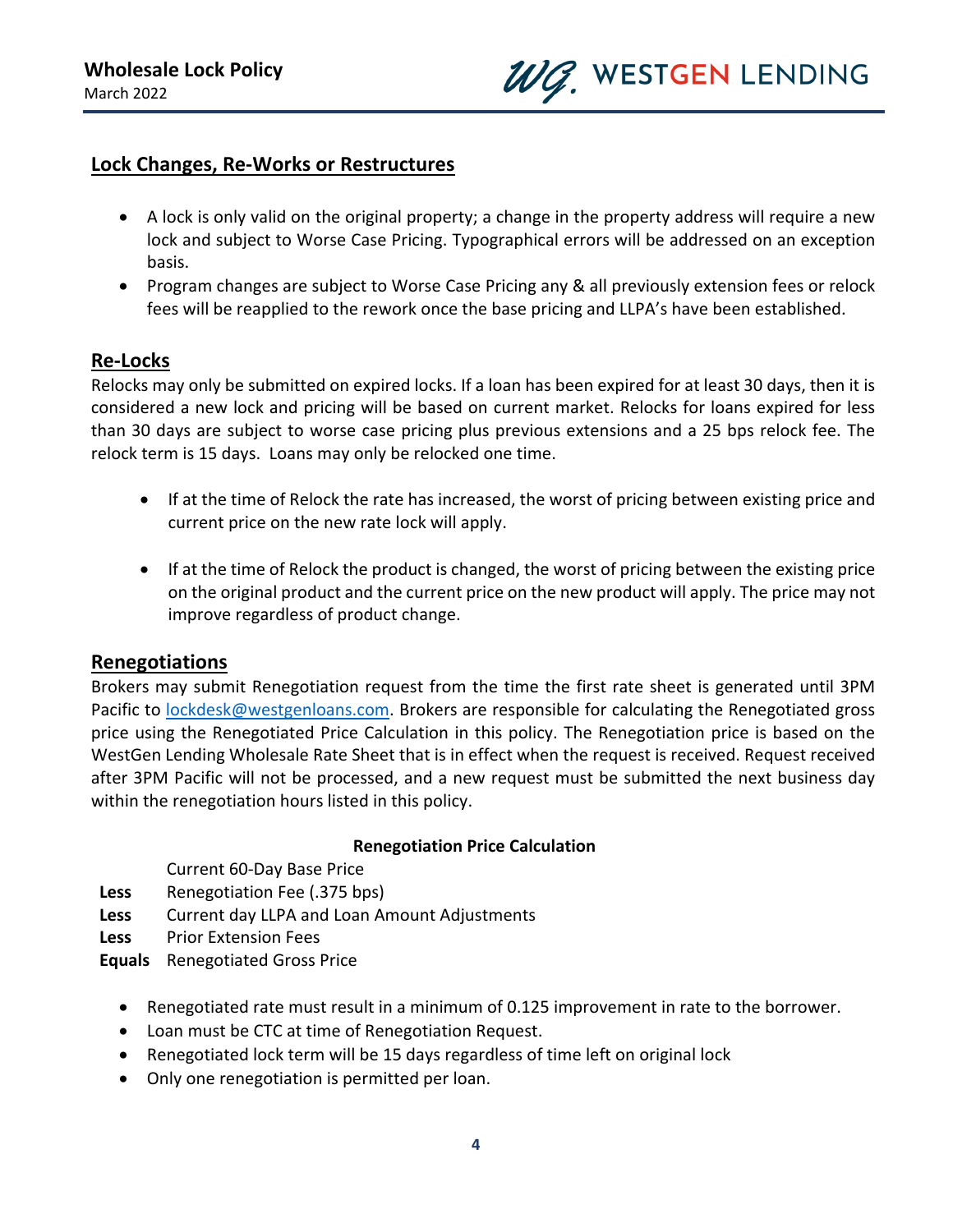## Lock Changes, Re-Works or Restructures

- A lock is only valid on the original property; a change in the property address will require a new lock and subject to Worse Case Pricing. Typographical errors will be addressed on an exception basis.
- Program changes are subject to Worse Case Pricing any & all previously extension fees or relock fees will be reapplied to the rework once the base pricing and LLPA's have been established.

## Re-Locks

Relocks may only be submitted on expired locks. If a loan has been expired for at least 30 days, then it is considered a new lock and pricing will be based on current market. Relocks for loans expired for less than 30 days are subject to worse case pricing plus previous extensions and a 25 bps relock fee. The relock term is 15 days. Loans may only be relocked one time.

- If at the time of Relock the rate has increased, the worst of pricing between existing price and current price on the new rate lock will apply.
- If at the time of Relock the product is changed, the worst of pricing between the existing price on the original product and the current price on the new product will apply. The price may not improve regardless of product change.

## Renegotiations

Brokers may submit Renegotiation request from the time the first rate sheet is generated until 3PM Pacific to lockdesk@westgenloans.com. Brokers are responsible for calculating the Renegotiated gross price using the Renegotiated Price Calculation in this policy. The Renegotiation price is based on the WestGen Lending Wholesale Rate Sheet that is in effect when the request is received. Request received after 3PM Pacific will not be processed, and a new request must be submitted the next business day within the renegotiation hours listed in this policy.

**Renegotiation Price Calculation**

| | |
|---|---|
| | Current 60-Day Base Price |
| **Less** | Renegotiation Fee (.375 bps) |
| **Less** | Current day LLPA and Loan Amount Adjustments |
| **Less** | Prior Extension Fees |
| **Equals** | Renegotiated Gross Price |

- Renegotiated rate must result in a minimum of 0.125 improvement in rate to the borrower.
- Loan must be CTC at time of Renegotiation Request.
- Renegotiated lock term will be 15 days regardless of time left on original lock
- Only one renegotiation is permitted per loan.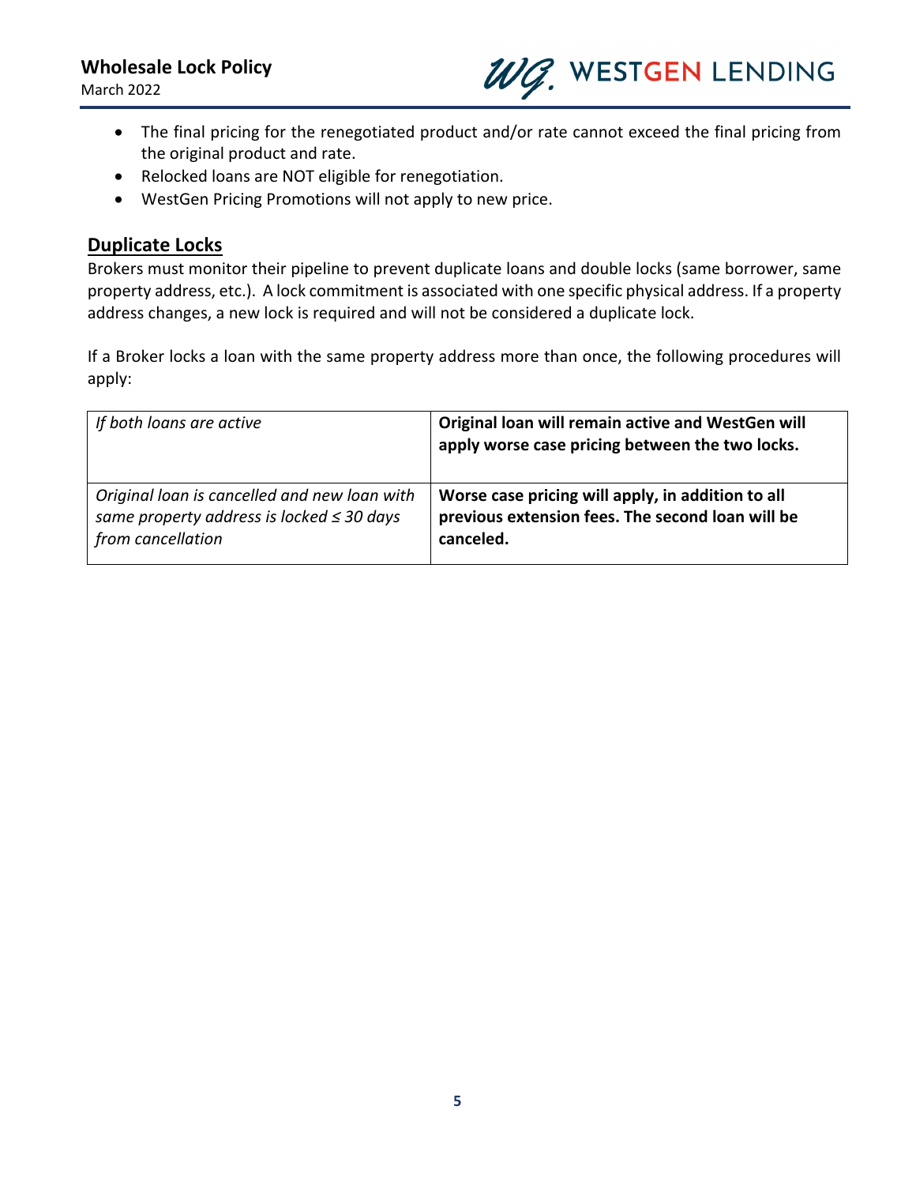- The final pricing for the renegotiated product and/or rate cannot exceed the final pricing from the original product and rate.
- Relocked loans are NOT eligible for renegotiation.
- WestGen Pricing Promotions will not apply to new price.

## Duplicate Locks

Brokers must monitor their pipeline to prevent duplicate loans and double locks (same borrower, same property address, etc.). A lock commitment is associated with one specific physical address. If a property address changes, a new lock is required and will not be considered a duplicate lock.

If a Broker locks a loan with the same property address more than once, the following procedures will apply:

| | |
|---|---|
| *If both loans are active* | **Original loan will remain active and WestGen will apply worse case pricing between the two locks.** |
| *Original loan is cancelled and new loan with same property address is locked ≤ 30 days from cancellation* | **Worse case pricing will apply, in addition to all previous extension fees. The second loan will be canceled.** |